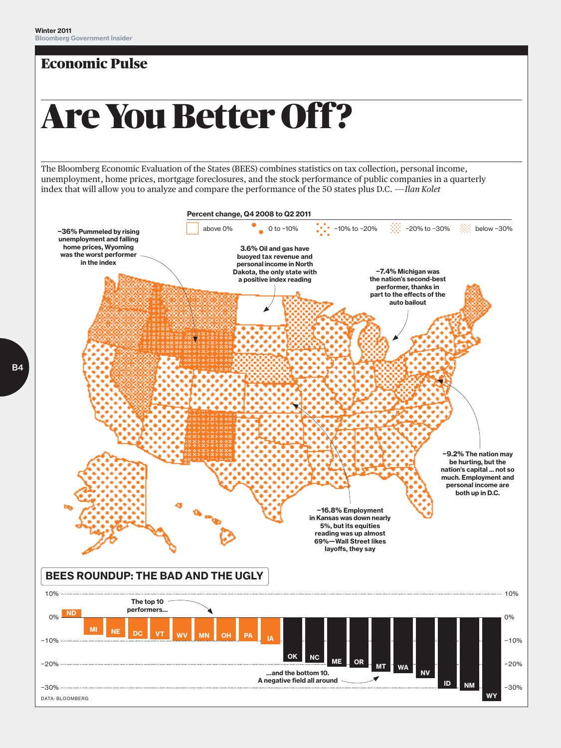Winter 2011
Bloomberg Government Insider

## Economic Pulse

# Are You Better Off?

The Bloomberg Economic Evaluation of the States (BEES) combines statistics on tax collection, personal income, unemployment, home prices, mortgage foreclosures, and the stock performance of public companies in a quarterly index that will allow you to analyze and compare the performance of the 50 states plus D.C. —*Ilan Kolet*

**Percent change, Q4 2008 to Q2 2011**

above 0%
0 to −10%
−10% to −20%
−20% to −30%
below −30%

**−36% Pummeled by rising unemployment and falling home prices, Wyoming was the worst performer in the index**

**3.6% Oil and gas have buoyed tax revenue and personal income in North Dakota, the only state with a positive index reading**

**−7.4% Michigan was the nation's second-best performer, thanks in part to the effects of the auto bailout**

**−9.2% The nation may be hurting, but the nation's capital ... not so much. Employment and personal income are both up in D.C.**

**−16.8% Employment in Kansas was down nearly 5%, but its equities reading was up almost 69%—Wall Street likes layoffs, they say**

## BEES ROUNDUP: THE BAD AND THE UGLY

10%
0%
−10%
−20%
−30%

The top 10 performers...

ND
MI
NE
DC
VT
WV
MN
OH
PA
IA

...and the bottom 10. A negative field all around

OK
NC
ME
OR
MT
WA
NV
ID
NM
WY

DATA: BLOOMBERG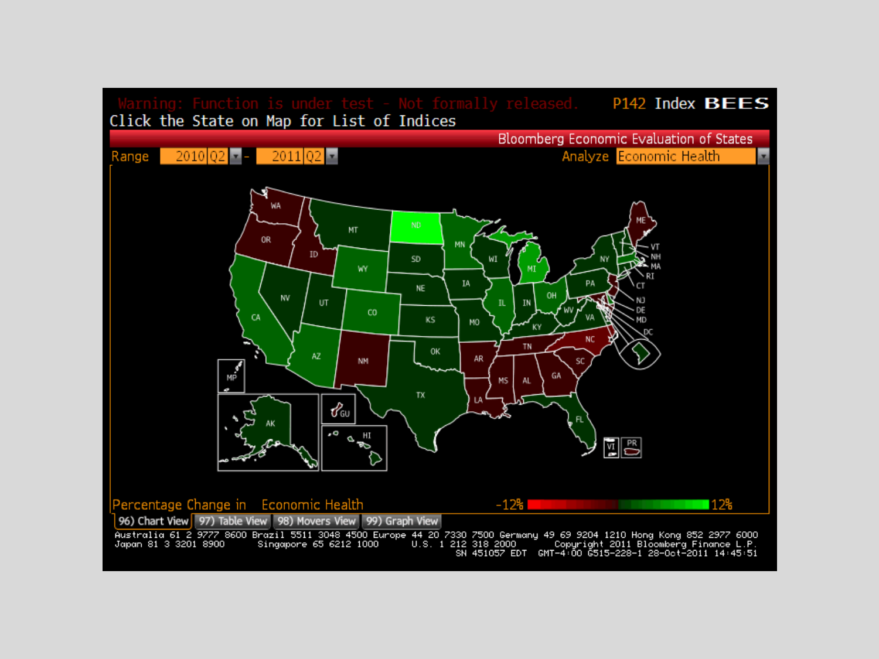Warning: Function is under test - Not formally released.

P142 Index **BEES**

Click the State on Map for List of Indices

Bloomberg Economic Evaluation of States

Range 2010 Q2 - 2011 Q2

Analyze Economic Health

WA OR ID MT ND SD MN WI MI NY ME VT NH MA RI CT NJ DE MD DC WY NE IA IL IN OH PA NV UT CO KS MO KY WV VA CA AZ NM OK AR TN NC SC MS AL GA TX LA FL MP AK GU HI VI PR

Percentage Change in Economic Health

-12% 12%

96) Chart View 97) Table View 98) Movers View 99) Graph View

Australia 61 2 9777 8600 Brazil 5511 3048 4500 Europe 44 20 7330 7500 Germany 49 69 9204 1210 Hong Kong 852 2977 6000
Japan 81 3 3201 8900 Singapore 65 6212 1000 U.S. 1 212 318 2000 Copyright 2011 Bloomberg Finance L.P.
SN 451057 EDT GMT-4:00 G515-228-1 28-Oct-2011 14:45:51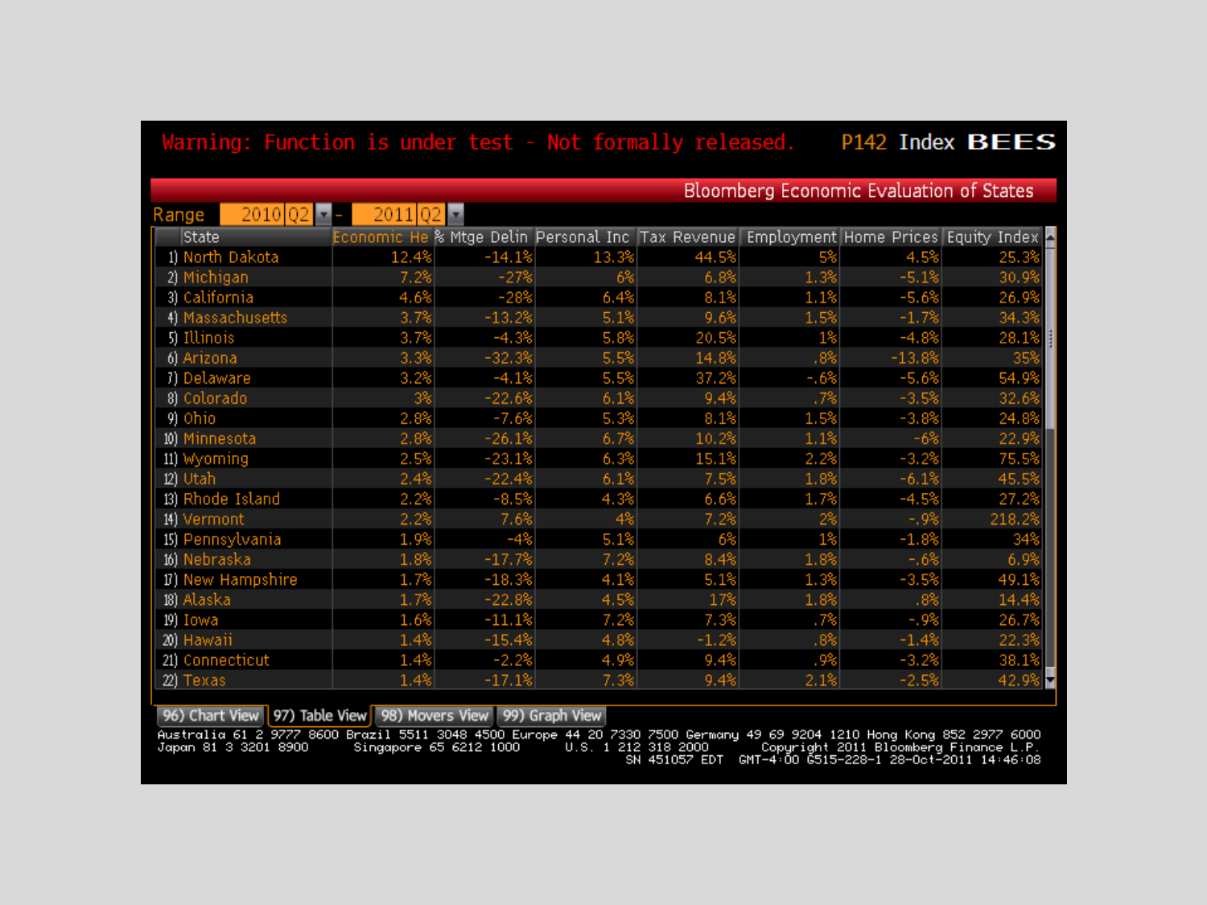Warning: Function is under test - Not formally released. P142 Index BEES

Bloomberg Economic Evaluation of States

Range 2010 Q2 - 2011 Q2

| | State | Economic He | % Mtge Delin | Personal Inc | Tax Revenue | Employment | Home Prices | Equity Index |
|---|---|---|---|---|---|---|---|---|
| 1) | North Dakota | 12.4% | -14.1% | 13.3% | 44.5% | 5% | 4.5% | 25.3% |
| 2) | Michigan | 7.2% | -27% | 6% | 6.8% | 1.3% | -5.1% | 30.9% |
| 3) | California | 4.6% | -28% | 6.4% | 8.1% | 1.1% | -5.6% | 26.9% |
| 4) | Massachusetts | 3.7% | -13.2% | 5.1% | 9.6% | 1.5% | -1.7% | 34.3% |
| 5) | Illinois | 3.7% | -4.3% | 5.8% | 20.5% | 1% | -4.8% | 28.1% |
| 6) | Arizona | 3.3% | -32.3% | 5.5% | 14.8% | .8% | -13.8% | 35% |
| 7) | Delaware | 3.2% | -4.1% | 5.5% | 37.2% | -.6% | -5.6% | 54.9% |
| 8) | Colorado | 3% | -22.6% | 6.1% | 9.4% | .7% | -3.5% | 32.6% |
| 9) | Ohio | 2.8% | -7.6% | 5.3% | 8.1% | 1.5% | -3.8% | 24.8% |
| 10) | Minnesota | 2.8% | -26.1% | 6.7% | 10.2% | 1.1% | -6% | 22.9% |
| 11) | Wyoming | 2.5% | -23.1% | 6.3% | 15.1% | 2.2% | -3.2% | 75.5% |
| 12) | Utah | 2.4% | -22.4% | 6.1% | 7.5% | 1.8% | -6.1% | 45.5% |
| 13) | Rhode Island | 2.2% | -8.5% | 4.3% | 6.6% | 1.7% | -4.5% | 27.2% |
| 14) | Vermont | 2.2% | 7.6% | 4% | 7.2% | 2% | -.9% | 218.2% |
| 15) | Pennsylvania | 1.9% | -4% | 5.1% | 6% | 1% | -1.8% | 34% |
| 16) | Nebraska | 1.8% | -17.7% | 7.2% | 8.4% | 1.8% | -.6% | 6.9% |
| 17) | New Hampshire | 1.7% | -18.3% | 4.1% | 5.1% | 1.3% | -3.5% | 49.1% |
| 18) | Alaska | 1.7% | -22.8% | 4.5% | 17% | 1.8% | .8% | 14.4% |
| 19) | Iowa | 1.6% | -11.1% | 7.2% | 7.3% | .7% | -.9% | 26.7% |
| 20) | Hawaii | 1.4% | -15.4% | 4.8% | -1.2% | .8% | -1.4% | 22.3% |
| 21) | Connecticut | 1.4% | -2.2% | 4.9% | 9.4% | .9% | -3.2% | 38.1% |
| 22) | Texas | 1.4% | -17.1% | 7.3% | 9.4% | 2.1% | -2.5% | 42.9% |

96) Chart View | 97) Table View | 98) Movers View | 99) Graph View

Australia 61 2 9777 8600 Brazil 5511 3048 4500 Europe 44 20 7330 7500 Germany 49 69 9204 1210 Hong Kong 852 2977 6000
Japan 81 3 3201 8900 Singapore 65 6212 1000 U.S. 1 212 318 2000 Copyright 2011 Bloomberg Finance L.P.
SN 451057 EDT GMT-4:00 G515-228-1 28-Oct-2011 14:46:08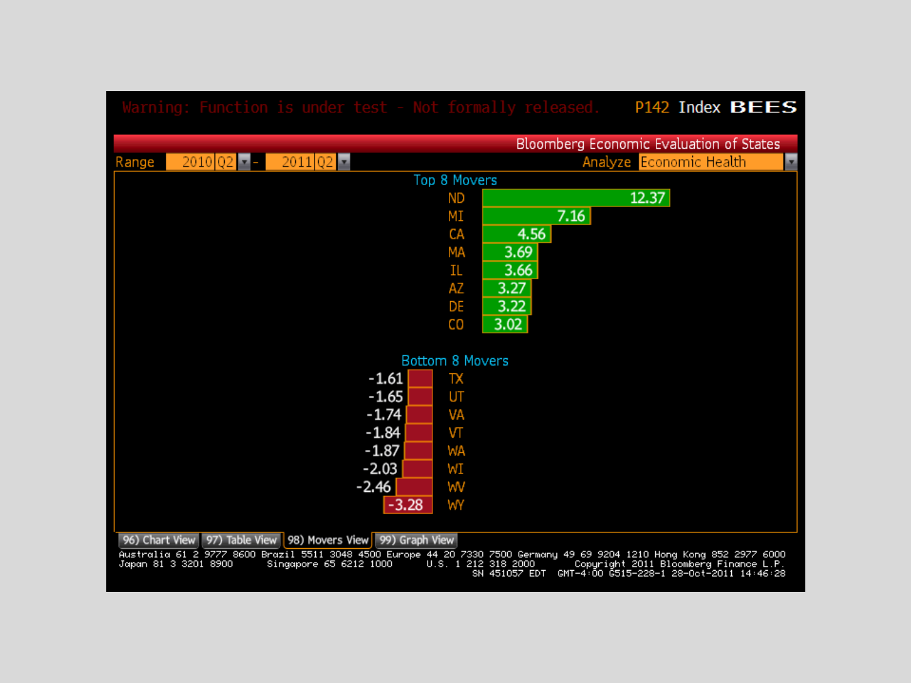Warning: Function is under test - Not formally released. P142 Index **BEES**

## Bloomberg Economic Evaluation of States

Range 2010 Q2 - 2011 Q2 Analyze Economic Health

### Top 8 Movers

| State | Value |
|---|---|
| ND | 12.37 |
| MI | 7.16 |
| CA | 4.56 |
| MA | 3.69 |
| IL | 3.66 |
| AZ | 3.27 |
| DE | 3.22 |
| CO | 3.02 |

### Bottom 8 Movers

| State | Value |
|---|---|
| TX | -1.61 |
| UT | -1.65 |
| VA | -1.74 |
| VT | -1.84 |
| WA | -1.87 |
| WI | -2.03 |
| WV | -2.46 |
| WY | -3.28 |

96) Chart View 97) Table View 98) Movers View 99) Graph View

Australia 61 2 9777 8600 Brazil 5511 3048 4500 Europe 44 20 7330 7500 Germany 49 69 9204 1210 Hong Kong 852 2977 6000
Japan 81 3 3201 8900 Singapore 65 6212 1000 U.S. 1 212 318 2000 Copyright 2011 Bloomberg Finance L.P.
SN 451057 EDT GMT-4:00 G515-228-1 28-Oct-2011 14:46:28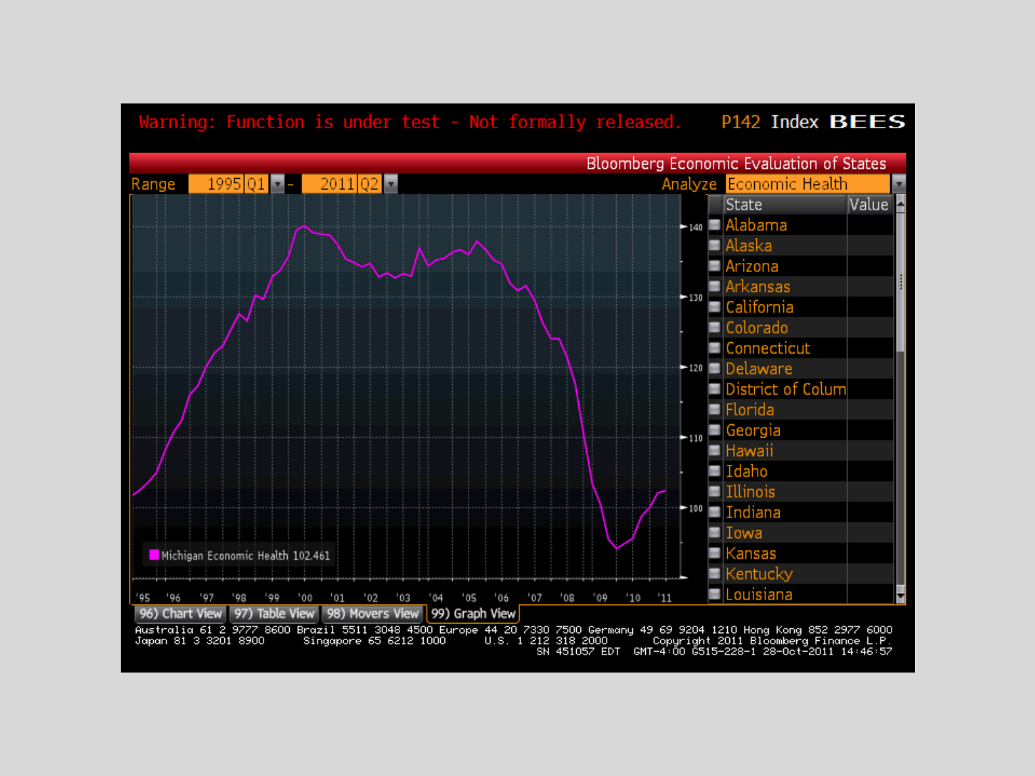Warning: Function is under test - Not formally released.  P142 Index BEES

Bloomberg Economic Evaluation of States

Range 1995 Q1 - 2011 Q2  Analyze Economic Health

140
130
120
110
100

Michigan Economic Health 102.461

'95 '96 '97 '98 '99 '00 '01 '02 '03 '04 '05 '06 '07 '08 '09 '10 '11

| State | Value |
|---|---|
| Alabama | |
| Alaska | |
| Arizona | |
| Arkansas | |
| California | |
| Colorado | |
| Connecticut | |
| Delaware | |
| District of Colum | |
| Florida | |
| Georgia | |
| Hawaii | |
| Idaho | |
| Illinois | |
| Indiana | |
| Iowa | |
| Kansas | |
| Kentucky | |
| Louisiana | |

96) Chart View  97) Table View  98) Movers View  99) Graph View

Australia 61 2 9777 8600 Brazil 5511 3048 4500 Europe 44 20 7330 7500 Germany 49 69 9204 1210 Hong Kong 852 2977 6000
Japan 81 3 3201 8900  Singapore 65 6212 1000  U.S. 1 212 318 2000  Copyright 2011 Bloomberg Finance L.P.
SN 451057 EDT  GMT-4:00 G515-228-1 28-Oct-2011 14:46:57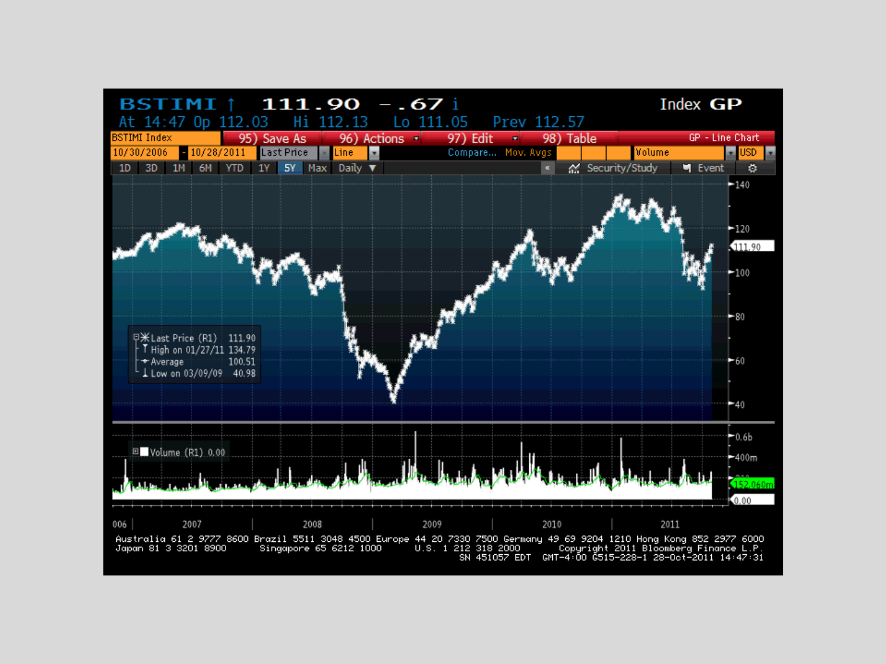BSTIMI ↑ 111.90 -.67 i

Index GP

At 14:47 Op 112.03 Hi 112.13 Lo 111.05 Prev 112.57

BSTIMI Index 95) Save As 96) Actions 97) Edit 98) Table GP - Line Chart

10/30/2006 - 10/28/2011 Last Price Line Compare... Mov. Avgs Volume USD

1D 3D 1M 6M YTD 1Y 5Y Max Daily Security/Study Event

Last Price (R1) 111.90
High on 01/27/11 134.79
Average 100.51
Low on 03/09/09 40.98

140
120
111.90
100
80
60
40

Volume (R1) 0.00

0.6b
400m
152.060m
0.00

006 2007 2008 2009 2010 2011

Australia 61 2 9777 8600 Brazil 5511 3048 4500 Europe 44 20 7330 7500 Germany 49 69 9204 1210 Hong Kong 852 2977 6000
Japan 81 3 3201 8900 Singapore 65 6212 1000 U.S. 1 212 318 2000 Copyright 2011 Bloomberg Finance L.P.
SN 451057 EDT GMT-4:00 G515-228-1 28-Oct-2011 14:47:31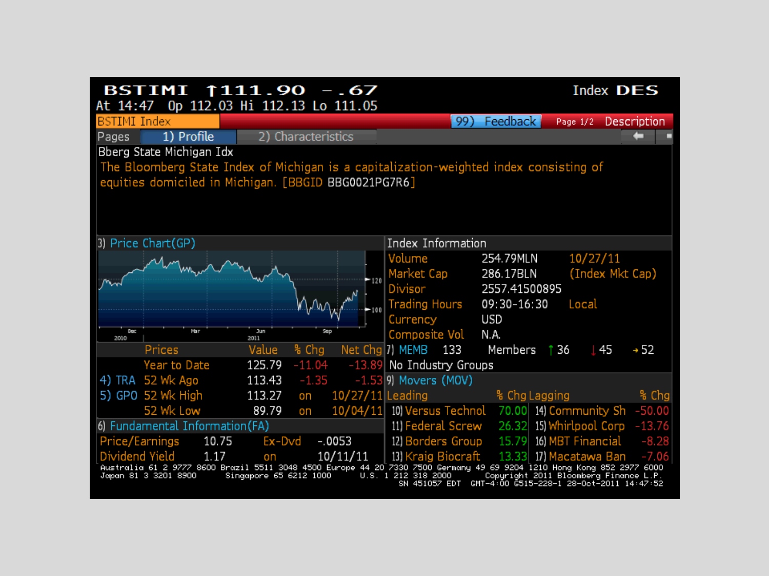BSTIMI ↑111.90 -.67

At 14:47 Op 112.03 Hi 112.13 Lo 111.05

Index DES

BSTIMI Index | 99) Feedback | Page 1/2 Description

Pages | 1) Profile | 2) Characteristics

Bberg State Michigan Idx

The Bloomberg State Index of Michigan is a capitalization-weighted index consisting of equities domiciled in Michigan. [BBGID BBG0021PG7R6]

3) Price Chart(GP)

120
100
Dec 2010
Mar
Jun 2011
Sep

| Prices | Value | % Chg | Net Chg |
|---|---|---|---|
| Year to Date | 125.79 | -11.04 | -13.89 |
| 4) TRA 52 Wk Ago | 113.43 | -1.35 | -1.53 |
| 5) GPO 52 Wk High | 113.27 | on | 10/27/11 |
| 52 Wk Low | 89.79 | on | 10/04/11 |

6) Fundamental Information(FA)

| | | | |
|---|---|---|---|
| Price/Earnings | 10.75 | Ex-Dvd | -.0053 |
| Dividend Yield | 1.17 | on | 10/11/11 |

Index Information

| | | |
|---|---|---|
| Volume | 254.79MLN | 10/27/11 |
| Market Cap | 286.17BLN | (Index Mkt Cap) |
| Divisor | 2557.41500895 | |
| Trading Hours | 09:30-16:30 | Local |
| Currency | USD | |
| Composite Vol | N.A. | |

7) MEMB 133 Members ↑36 ↓45 →52

No Industry Groups

9) Movers (MOV)

| Leading | % Chg | Lagging | % Chg |
|---|---|---|---|
| 10) Versus Technol | 70.00 | 14) Community Sh | -50.00 |
| 11) Federal Screw | 26.32 | 15) Whirlpool Corp | -13.76 |
| 12) Borders Group | 15.79 | 16) MBT Financial | -8.28 |
| 13) Kraig Biocraft | 13.33 | 17) Macatawa Ban | -7.06 |

Australia 61 2 9777 8600 Brazil 5511 3048 4500 Europe 44 20 7330 7500 Germany 49 69 9204 1210 Hong Kong 852 2977 6000
Japan 81 3 3201 8900 Singapore 65 6212 1000 U.S. 1 212 318 2000 Copyright 2011 Bloomberg Finance L.P.
SN 451057 EDT GMT-4:00 G515-228-1 28-Oct-2011 14:47:52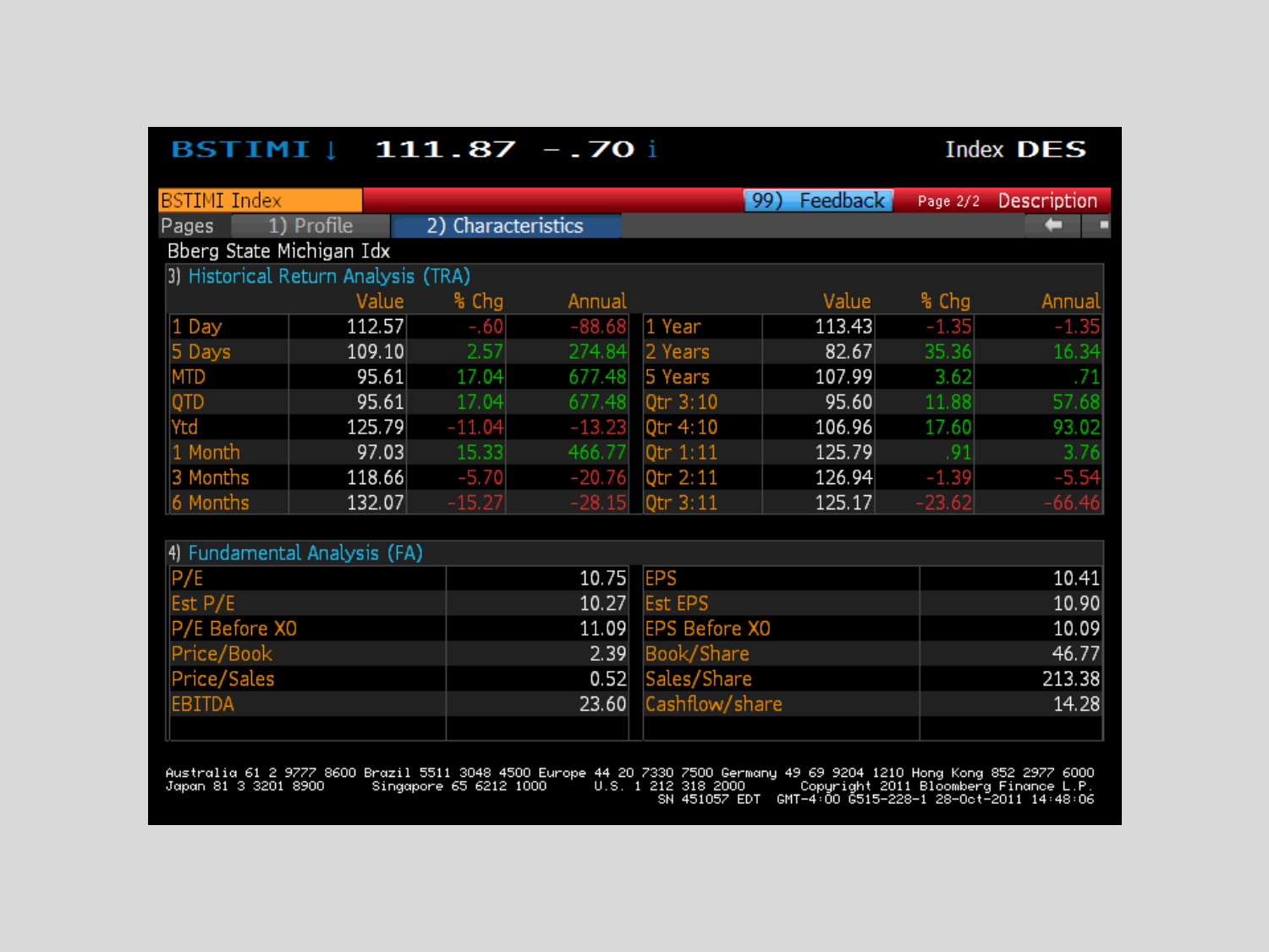BSTIMI ↓ 111.87 -.70 i    Index DES

BSTIMI Index | 99) Feedback | Page 2/2 Description

Pages | 1) Profile | 2) Characteristics

Bberg State Michigan Idx

## 3) Historical Return Analysis (TRA)

| | Value | % Chg | Annual | | Value | % Chg | Annual |
|---|---|---|---|---|---|---|---|
| 1 Day | 112.57 | -.60 | -88.68 | 1 Year | 113.43 | -1.35 | -1.35 |
| 5 Days | 109.10 | 2.57 | 274.84 | 2 Years | 82.67 | 35.36 | 16.34 |
| MTD | 95.61 | 17.04 | 677.48 | 5 Years | 107.99 | 3.62 | .71 |
| QTD | 95.61 | 17.04 | 677.48 | Qtr 3:10 | 95.60 | 11.88 | 57.68 |
| Ytd | 125.79 | -11.04 | -13.23 | Qtr 4:10 | 106.96 | 17.60 | 93.02 |
| 1 Month | 97.03 | 15.33 | 466.77 | Qtr 1:11 | 125.79 | .91 | 3.76 |
| 3 Months | 118.66 | -5.70 | -20.76 | Qtr 2:11 | 126.94 | -1.39 | -5.54 |
| 6 Months | 132.07 | -15.27 | -28.15 | Qtr 3:11 | 125.17 | -23.62 | -66.46 |

## 4) Fundamental Analysis (FA)

| | | | |
|---|---|---|---|
| P/E | 10.75 | EPS | 10.41 |
| Est P/E | 10.27 | Est EPS | 10.90 |
| P/E Before XO | 11.09 | EPS Before XO | 10.09 |
| Price/Book | 2.39 | Book/Share | 46.77 |
| Price/Sales | 0.52 | Sales/Share | 213.38 |
| EBITDA | 23.60 | Cashflow/share | 14.28 |

Australia 61 2 9777 8600 Brazil 5511 3048 4500 Europe 44 20 7330 7500 Germany 49 69 9204 1210 Hong Kong 852 2977 6000
Japan 81 3 3201 8900 Singapore 65 6212 1000 U.S. 1 212 318 2000 Copyright 2011 Bloomberg Finance L.P.
SN 451057 EDT GMT-4:00 G515-228-1 28-Oct-2011 14:48:06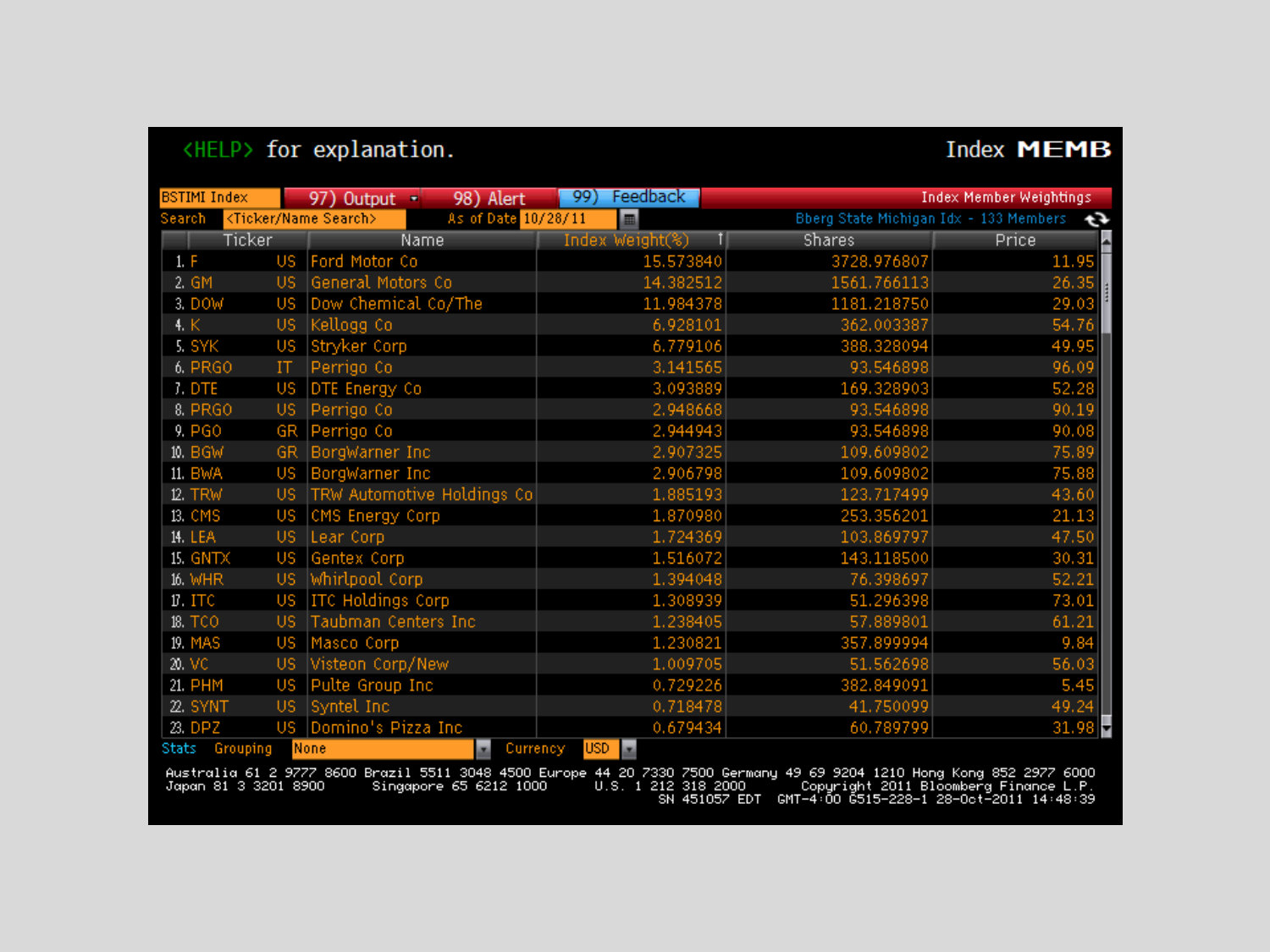<HELP> for explanation.

Index **MEMB**

BSTIMI Index | 97) Output | 98) Alert | 99) Feedback | Index Member Weightings

Search <Ticker/Name Search> As of Date 10/28/11 | Bberg State Michigan Idx - 133 Members

| | Ticker | | Name | Index Weight(%) | Shares | Price |
|---|---|---|---|---|---|---|
| 1. | F | US | Ford Motor Co | 15.573840 | 3728.976807 | 11.95 |
| 2. | GM | US | General Motors Co | 14.382512 | 1561.766113 | 26.35 |
| 3. | DOW | US | Dow Chemical Co/The | 11.984378 | 1181.218750 | 29.03 |
| 4. | K | US | Kellogg Co | 6.928101 | 362.003387 | 54.76 |
| 5. | SYK | US | Stryker Corp | 6.779106 | 388.328094 | 49.95 |
| 6. | PRGO | IT | Perrigo Co | 3.141565 | 93.546898 | 96.09 |
| 7. | DTE | US | DTE Energy Co | 3.093889 | 169.328903 | 52.28 |
| 8. | PRGO | US | Perrigo Co | 2.948668 | 93.546898 | 90.19 |
| 9. | PGO | GR | Perrigo Co | 2.944943 | 93.546898 | 90.08 |
| 10. | BGW | GR | BorgWarner Inc | 2.907325 | 109.609802 | 75.89 |
| 11. | BWA | US | BorgWarner Inc | 2.906798 | 109.609802 | 75.88 |
| 12. | TRW | US | TRW Automotive Holdings Co | 1.885193 | 123.717499 | 43.60 |
| 13. | CMS | US | CMS Energy Corp | 1.870980 | 253.356201 | 21.13 |
| 14. | LEA | US | Lear Corp | 1.724369 | 103.869797 | 47.50 |
| 15. | GNTX | US | Gentex Corp | 1.516072 | 143.118500 | 30.31 |
| 16. | WHR | US | Whirlpool Corp | 1.394048 | 76.398697 | 52.21 |
| 17. | ITC | US | ITC Holdings Corp | 1.308939 | 51.296398 | 73.01 |
| 18. | TCO | US | Taubman Centers Inc | 1.238405 | 57.889801 | 61.21 |
| 19. | MAS | US | Masco Corp | 1.230821 | 357.899994 | 9.84 |
| 20. | VC | US | Visteon Corp/New | 1.009705 | 51.562698 | 56.03 |
| 21. | PHM | US | Pulte Group Inc | 0.729226 | 382.849091 | 5.45 |
| 22. | SYNT | US | Syntel Inc | 0.718478 | 41.750099 | 49.24 |
| 23. | DPZ | US | Domino's Pizza Inc | 0.679434 | 60.789799 | 31.98 |

Stats Grouping None Currency USD

Australia 61 2 9777 8600 Brazil 5511 3048 4500 Europe 44 20 7330 7500 Germany 49 69 9204 1210 Hong Kong 852 2977 6000
Japan 81 3 3201 8900 Singapore 65 6212 1000 U.S. 1 212 318 2000 Copyright 2011 Bloomberg Finance L.P.
SN 451057 EDT GMT-4:00 G515-228-1 28-Oct-2011 14:48:39